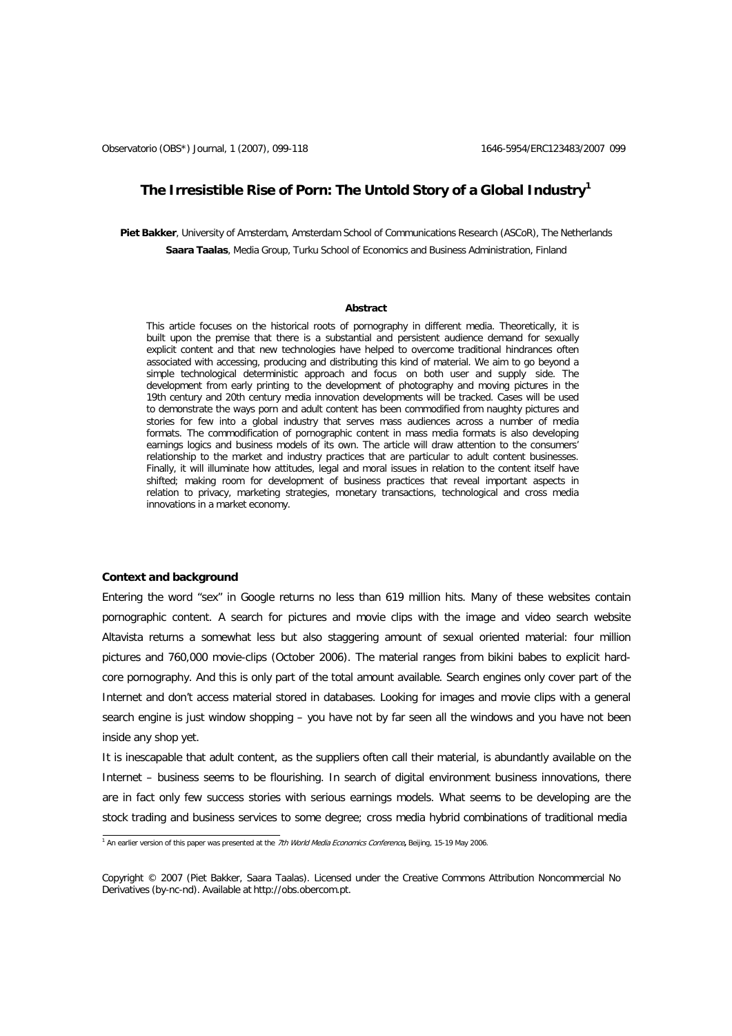# The Irresistible Rise of Porn: The Untold Story of a Global Industry[1]

**Piet Bakker**, University of Amsterdam, Amsterdam School of Communications Research (ASCoR), The Netherlands

**Saara Taalas**, Media Group, Turku School of Economics and Business Administration, Finland

## Abstract

This article focuses on the historical roots of pornography in different media. Theoretically, it is built upon the premise that there is a substantial and persistent audience demand for sexually explicit content and that new technologies have helped to overcome traditional hindrances often associated with accessing, producing and distributing this kind of material. We aim to go beyond a simple technological deterministic approach and focus on both user and supply side. The development from early printing to the development of photography and moving pictures in the 19th century and 20th century media innovation developments will be tracked. Cases will be used to demonstrate the ways porn and adult content has been commodified from naughty pictures and stories for few into a global industry that serves mass audiences across a number of media formats. The commodification of pornographic content in mass media formats is also developing earnings logics and business models of its own. The article will draw attention to the consumers' relationship to the market and industry practices that are particular to adult content businesses. Finally, it will illuminate how attitudes, legal and moral issues in relation to the content itself have shifted; making room for development of business practices that reveal important aspects in relation to privacy, marketing strategies, monetary transactions, technological and cross media innovations in a market economy.

## Context and background

Entering the word "sex" in Google returns no less than 619 million hits. Many of these websites contain pornographic content. A search for pictures and movie clips with the image and video search website Altavista returns a somewhat less but also staggering amount of sexual oriented material: four million pictures and 760,000 movie-clips (October 2006). The material ranges from bikini babes to explicit hard-core pornography. And this is only part of the total amount available. Search engines only cover part of the Internet and don't access material stored in databases. Looking for images and movie clips with a general search engine is just window shopping – you have not by far seen all the windows and you have not been inside any shop yet.

It is inescapable that adult content, as the suppliers often call their material, is abundantly available on the Internet – business seems to be flourishing. In search of digital environment business innovations, there are in fact only few success stories with serious earnings models. What seems to be developing are the stock trading and business services to some degree; cross media hybrid combinations of traditional media

---

[1] An earlier version of this paper was presented at the *7th World Media Economics Conference*, Beijing, 15-19 May 2006.

Copyright © 2007 (Piet Bakker, Saara Taalas). Licensed under the Creative Commons Attribution Noncommercial No Derivatives (by-nc-nd). Available at http://obs.obercom.pt.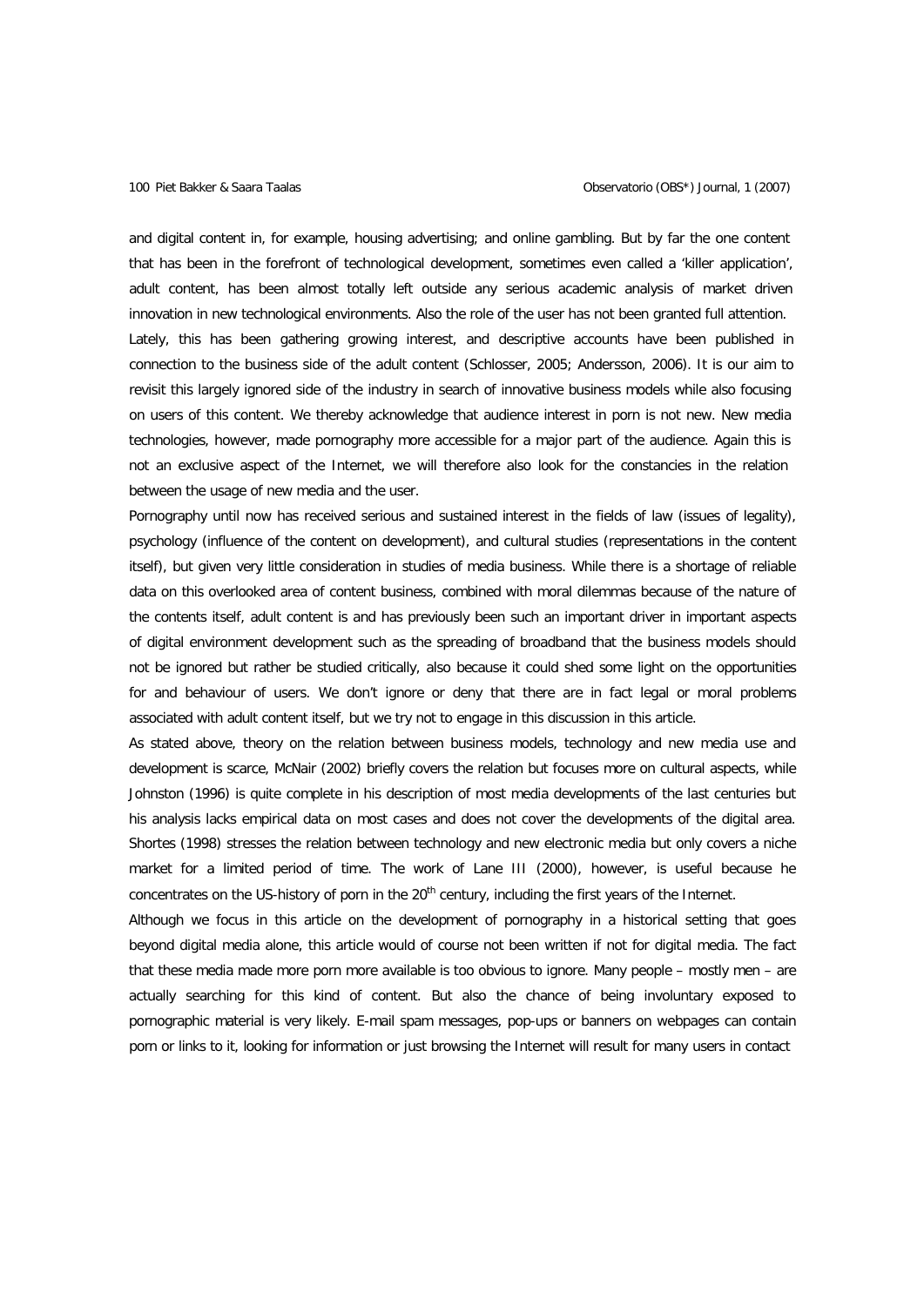and digital content in, for example, housing advertising; and online gambling. But by far the one content that has been in the forefront of technological development, sometimes even called a 'killer application', adult content, has been almost totally left outside any serious academic analysis of market driven innovation in new technological environments. Also the role of the user has not been granted full attention. Lately, this has been gathering growing interest, and descriptive accounts have been published in connection to the business side of the adult content (Schlosser, 2005; Andersson, 2006). It is our aim to revisit this largely ignored side of the industry in search of innovative business models while also focusing on users of this content. We thereby acknowledge that audience interest in porn is not new. New media technologies, however, made pornography more accessible for a major part of the audience. Again this is not an exclusive aspect of the Internet, we will therefore also look for the constancies in the relation between the usage of new media and the user.

Pornography until now has received serious and sustained interest in the fields of law (issues of legality), psychology (influence of the content on development), and cultural studies (representations in the content itself), but given very little consideration in studies of media business. While there is a shortage of reliable data on this overlooked area of content business, combined with moral dilemmas because of the nature of the contents itself, adult content is and has previously been such an important driver in important aspects of digital environment development such as the spreading of broadband that the business models should not be ignored but rather be studied critically, also because it could shed some light on the opportunities for and behaviour of users. We don't ignore or deny that there are in fact legal or moral problems associated with adult content itself, but we try not to engage in this discussion in this article.

As stated above, theory on the relation between business models, technology and new media use and development is scarce, McNair (2002) briefly covers the relation but focuses more on cultural aspects, while Johnston (1996) is quite complete in his description of most media developments of the last centuries but his analysis lacks empirical data on most cases and does not cover the developments of the digital area. Shortes (1998) stresses the relation between technology and new electronic media but only covers a niche market for a limited period of time. The work of Lane III (2000), however, is useful because he concentrates on the US-history of porn in the 20th century, including the first years of the Internet.

Although we focus in this article on the development of pornography in a historical setting that goes beyond digital media alone, this article would of course not been written if not for digital media. The fact that these media made more porn more available is too obvious to ignore. Many people – mostly men – are actually searching for this kind of content. But also the chance of being involuntary exposed to pornographic material is very likely. E-mail spam messages, pop-ups or banners on webpages can contain porn or links to it, looking for information or just browsing the Internet will result for many users in contact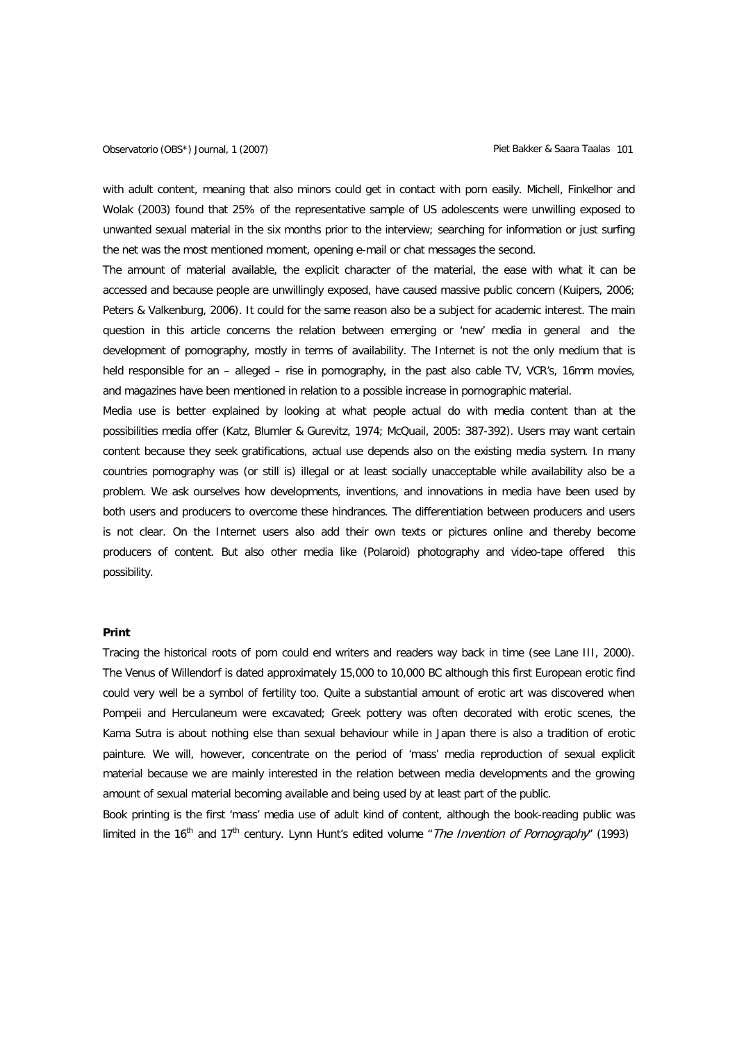with adult content, meaning that also minors could get in contact with porn easily. Michell, Finkelhor and Wolak (2003) found that 25% of the representative sample of US adolescents were unwilling exposed to unwanted sexual material in the six months prior to the interview; searching for information or just surfing the net was the most mentioned moment, opening e-mail or chat messages the second.

The amount of material available, the explicit character of the material, the ease with what it can be accessed and because people are unwillingly exposed, have caused massive public concern (Kuipers, 2006; Peters & Valkenburg, 2006). It could for the same reason also be a subject for academic interest. The main question in this article concerns the relation between emerging or 'new' media in general and the development of pornography, mostly in terms of availability. The Internet is not the only medium that is held responsible for an – alleged – rise in pornography, in the past also cable TV, VCR's, 16mm movies, and magazines have been mentioned in relation to a possible increase in pornographic material.

Media use is better explained by looking at what people actual do with media content than at the possibilities media offer (Katz, Blumler & Gurevitz, 1974; McQuail, 2005: 387-392). Users may want certain content because they seek gratifications, actual use depends also on the existing media system. In many countries pornography was (or still is) illegal or at least socially unacceptable while availability also be a problem. We ask ourselves how developments, inventions, and innovations in media have been used by both users and producers to overcome these hindrances. The differentiation between producers and users is not clear. On the Internet users also add their own texts or pictures online and thereby become producers of content. But also other media like (Polaroid) photography and video-tape offered this possibility.

**Print**

Tracing the historical roots of porn could end writers and readers way back in time (see Lane III, 2000). The Venus of Willendorf is dated approximately 15,000 to 10,000 BC although this first European erotic find could very well be a symbol of fertility too. Quite a substantial amount of erotic art was discovered when Pompeii and Herculaneum were excavated; Greek pottery was often decorated with erotic scenes, the Kama Sutra is about nothing else than sexual behaviour while in Japan there is also a tradition of erotic painture. We will, however, concentrate on the period of 'mass' media reproduction of sexual explicit material because we are mainly interested in the relation between media developments and the growing amount of sexual material becoming available and being used by at least part of the public.

Book printing is the first 'mass' media use of adult kind of content, although the book-reading public was limited in the 16th and 17th century. Lynn Hunt's edited volume "*The Invention of Pornography*" (1993)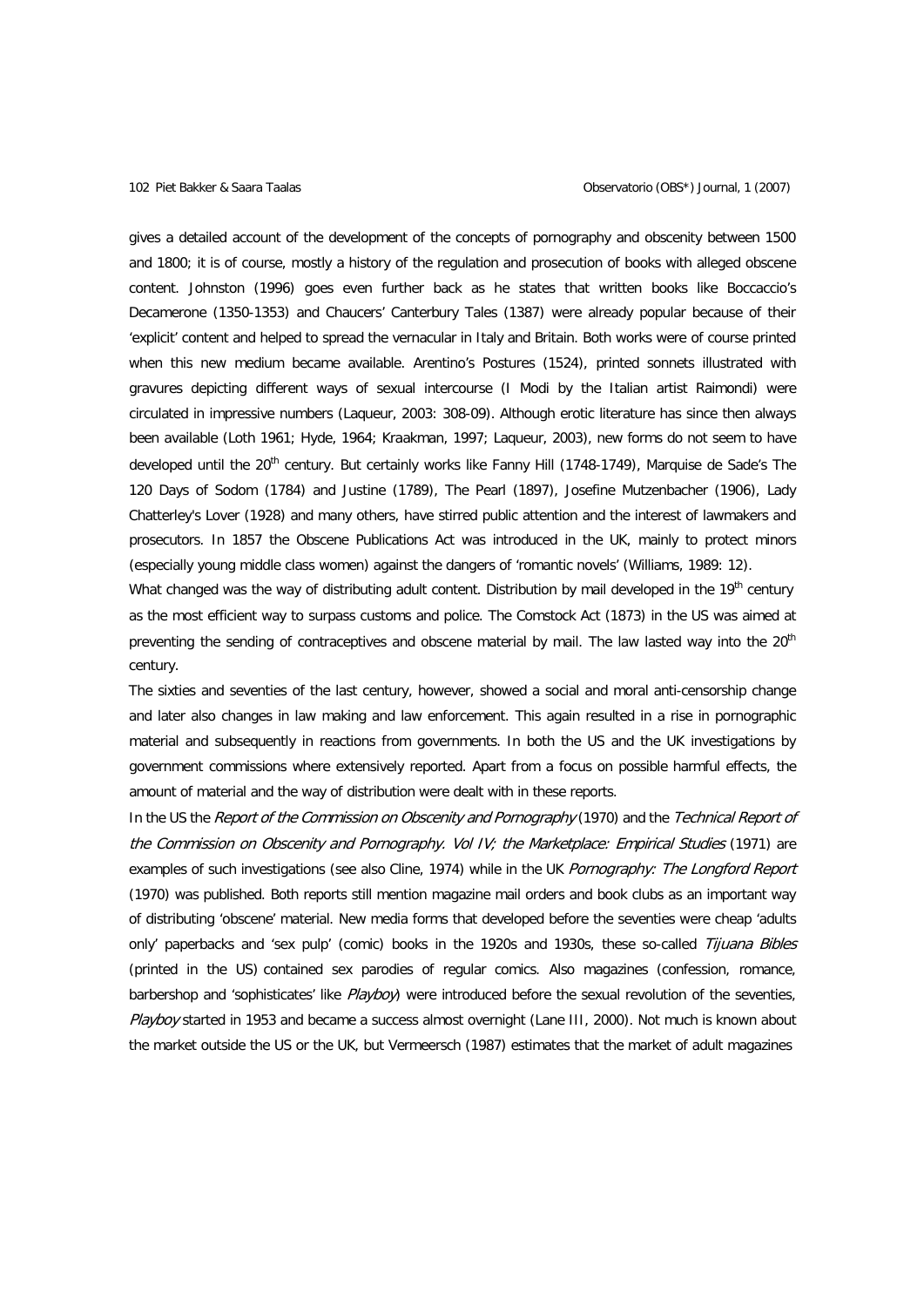gives a detailed account of the development of the concepts of pornography and obscenity between 1500 and 1800; it is of course, mostly a history of the regulation and prosecution of books with alleged obscene content. Johnston (1996) goes even further back as he states that written books like Boccaccio's Decamerone (1350-1353) and Chaucers' Canterbury Tales (1387) were already popular because of their 'explicit' content and helped to spread the vernacular in Italy and Britain. Both works were of course printed when this new medium became available. Arentino's Postures (1524), printed sonnets illustrated with gravures depicting different ways of sexual intercourse (I Modi by the Italian artist Raimondi) were circulated in impressive numbers (Laqueur, 2003: 308-09). Although erotic literature has since then always been available (Loth 1961; Hyde, 1964; Kraakman, 1997; Laqueur, 2003), new forms do not seem to have developed until the 20th century. But certainly works like Fanny Hill (1748-1749), Marquise de Sade's The 120 Days of Sodom (1784) and Justine (1789), The Pearl (1897), Josefine Mutzenbacher (1906), Lady Chatterley's Lover (1928) and many others, have stirred public attention and the interest of lawmakers and prosecutors. In 1857 the Obscene Publications Act was introduced in the UK, mainly to protect minors (especially young middle class women) against the dangers of 'romantic novels' (Williams, 1989: 12).

What changed was the way of distributing adult content. Distribution by mail developed in the 19th century as the most efficient way to surpass customs and police. The Comstock Act (1873) in the US was aimed at preventing the sending of contraceptives and obscene material by mail. The law lasted way into the 20th century.

The sixties and seventies of the last century, however, showed a social and moral anti-censorship change and later also changes in law making and law enforcement. This again resulted in a rise in pornographic material and subsequently in reactions from governments. In both the US and the UK investigations by government commissions where extensively reported. Apart from a focus on possible harmful effects, the amount of material and the way of distribution were dealt with in these reports.

In the US the *Report of the Commission on Obscenity and Pornography* (1970) and the *Technical Report of the Commission on Obscenity and Pornography. Vol IV; the Marketplace: Empirical Studies* (1971) are examples of such investigations (see also Cline, 1974) while in the UK *Pornography: The Longford Report* (1970) was published. Both reports still mention magazine mail orders and book clubs as an important way of distributing 'obscene' material. New media forms that developed before the seventies were cheap 'adults only' paperbacks and 'sex pulp' (comic) books in the 1920s and 1930s, these so-called *Tijuana Bibles* (printed in the US) contained sex parodies of regular comics. Also magazines (confession, romance, barbershop and 'sophisticates' like *Playboy*) were introduced before the sexual revolution of the seventies, *Playboy* started in 1953 and became a success almost overnight (Lane III, 2000). Not much is known about the market outside the US or the UK, but Vermeersch (1987) estimates that the market of adult magazines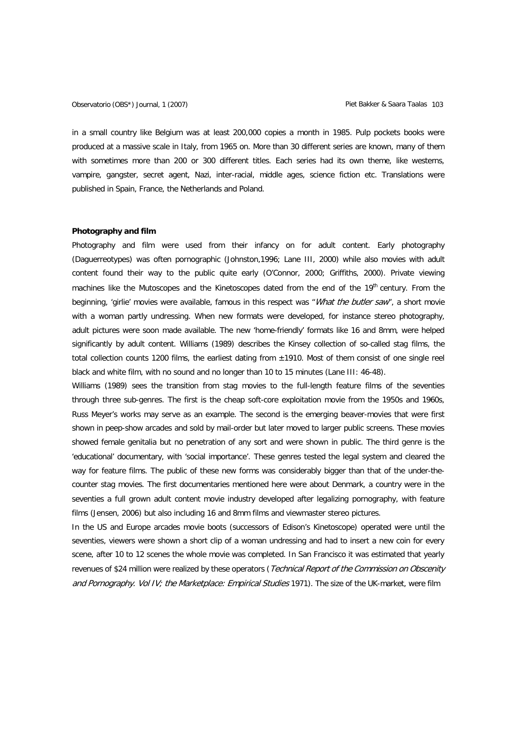in a small country like Belgium was at least 200,000 copies a month in 1985. Pulp pockets books were produced at a massive scale in Italy, from 1965 on. More than 30 different series are known, many of them with sometimes more than 200 or 300 different titles. Each series had its own theme, like westerns, vampire, gangster, secret agent, Nazi, inter-racial, middle ages, science fiction etc. Translations were published in Spain, France, the Netherlands and Poland.

**Photography and film**

Photography and film were used from their infancy on for adult content. Early photography (Daguerreotypes) was often pornographic (Johnston,1996; Lane III, 2000) while also movies with adult content found their way to the public quite early (O'Connor, 2000; Griffiths, 2000). Private viewing machines like the Mutoscopes and the Kinetoscopes dated from the end of the 19th century. From the beginning, 'girlie' movies were available, famous in this respect was "*What the butler saw*", a short movie with a woman partly undressing. When new formats were developed, for instance stereo photography, adult pictures were soon made available. The new 'home-friendly' formats like 16 and 8mm, were helped significantly by adult content. Williams (1989) describes the Kinsey collection of so-called stag films, the total collection counts 1200 films, the earliest dating from ±1910. Most of them consist of one single reel black and white film, with no sound and no longer than 10 to 15 minutes (Lane III: 46-48).

Williams (1989) sees the transition from stag movies to the full-length feature films of the seventies through three sub-genres. The first is the cheap soft-core exploitation movie from the 1950s and 1960s, Russ Meyer's works may serve as an example. The second is the emerging beaver-movies that were first shown in peep-show arcades and sold by mail-order but later moved to larger public screens. These movies showed female genitalia but no penetration of any sort and were shown in public. The third genre is the 'educational' documentary, with 'social importance'. These genres tested the legal system and cleared the way for feature films. The public of these new forms was considerably bigger than that of the under-the-counter stag movies. The first documentaries mentioned here were about Denmark, a country were in the seventies a full grown adult content movie industry developed after legalizing pornography, with feature films (Jensen, 2006) but also including 16 and 8mm films and viewmaster stereo pictures.

In the US and Europe arcades movie boots (successors of Edison's Kinetoscope) operated were until the seventies, viewers were shown a short clip of a woman undressing and had to insert a new coin for every scene, after 10 to 12 scenes the whole movie was completed. In San Francisco it was estimated that yearly revenues of $24 million were realized by these operators (*Technical Report of the Commission on Obscenity and Pornography. Vol IV; the Marketplace: Empirical Studies* 1971). The size of the UK-market, were film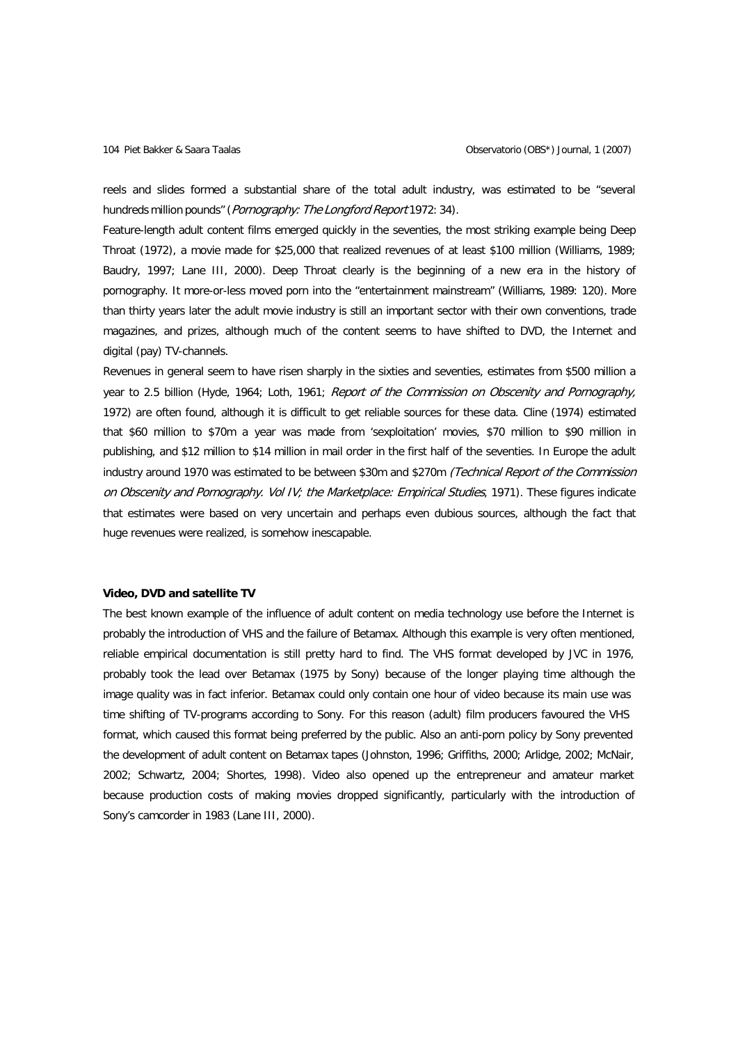reels and slides formed a substantial share of the total adult industry, was estimated to be "several hundreds million pounds" (*Pornography: The Longford Report* 1972: 34).

Feature-length adult content films emerged quickly in the seventies, the most striking example being Deep Throat (1972), a movie made for $25,000 that realized revenues of at least $100 million (Williams, 1989; Baudry, 1997; Lane III, 2000). Deep Throat clearly is the beginning of a new era in the history of pornography. It more-or-less moved porn into the "entertainment mainstream" (Williams, 1989: 120). More than thirty years later the adult movie industry is still an important sector with their own conventions, trade magazines, and prizes, although much of the content seems to have shifted to DVD, the Internet and digital (pay) TV-channels.

Revenues in general seem to have risen sharply in the sixties and seventies, estimates from $500 million a year to 2.5 billion (Hyde, 1964; Loth, 1961; *Report of the Commission on Obscenity and Pornography,* 1972) are often found, although it is difficult to get reliable sources for these data. Cline (1974) estimated that $60 million to $70m a year was made from 'sexploitation' movies, $70 million to $90 million in publishing, and $12 million to $14 million in mail order in the first half of the seventies. In Europe the adult industry around 1970 was estimated to be between $30m and $270m *(Technical Report of the Commission on Obscenity and Pornography. Vol IV; the Marketplace: Empirical Studies*, 1971). These figures indicate that estimates were based on very uncertain and perhaps even dubious sources, although the fact that huge revenues were realized, is somehow inescapable.

**Video, DVD and satellite TV**

The best known example of the influence of adult content on media technology use before the Internet is probably the introduction of VHS and the failure of Betamax. Although this example is very often mentioned, reliable empirical documentation is still pretty hard to find. The VHS format developed by JVC in 1976, probably took the lead over Betamax (1975 by Sony) because of the longer playing time although the image quality was in fact inferior. Betamax could only contain one hour of video because its main use was time shifting of TV-programs according to Sony. For this reason (adult) film producers favoured the VHS format, which caused this format being preferred by the public. Also an anti-porn policy by Sony prevented the development of adult content on Betamax tapes (Johnston, 1996; Griffiths, 2000; Arlidge, 2002; McNair, 2002; Schwartz, 2004; Shortes, 1998). Video also opened up the entrepreneur and amateur market because production costs of making movies dropped significantly, particularly with the introduction of Sony's camcorder in 1983 (Lane III, 2000).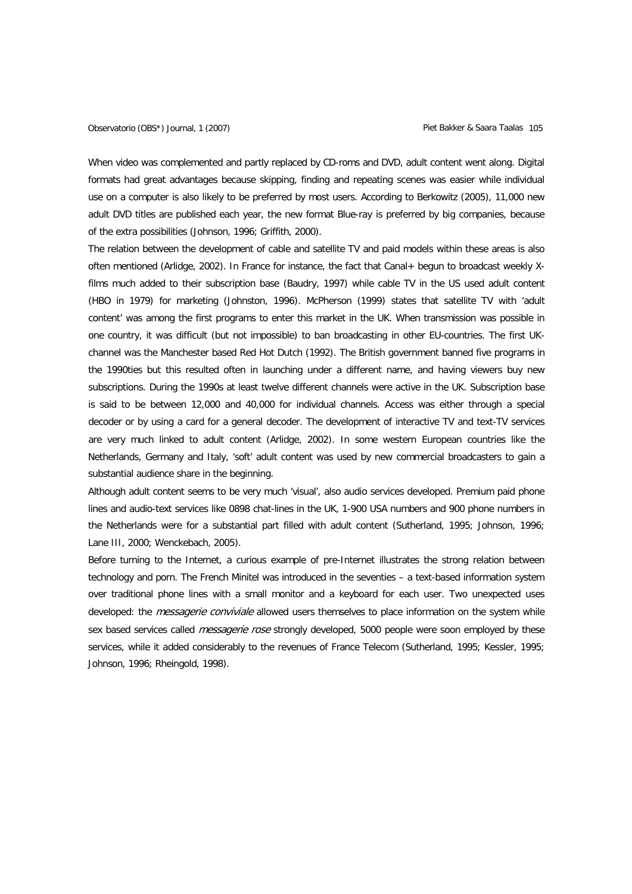When video was complemented and partly replaced by CD-roms and DVD, adult content went along. Digital formats had great advantages because skipping, finding and repeating scenes was easier while individual use on a computer is also likely to be preferred by most users. According to Berkowitz (2005), 11,000 new adult DVD titles are published each year, the new format Blue-ray is preferred by big companies, because of the extra possibilities (Johnson, 1996; Griffith, 2000).

The relation between the development of cable and satellite TV and paid models within these areas is also often mentioned (Arlidge, 2002). In France for instance, the fact that Canal+ begun to broadcast weekly X-films much added to their subscription base (Baudry, 1997) while cable TV in the US used adult content (HBO in 1979) for marketing (Johnston, 1996). McPherson (1999) states that satellite TV with 'adult content' was among the first programs to enter this market in the UK. When transmission was possible in one country, it was difficult (but not impossible) to ban broadcasting in other EU-countries. The first UK-channel was the Manchester based Red Hot Dutch (1992). The British government banned five programs in the 1990ties but this resulted often in launching under a different name, and having viewers buy new subscriptions. During the 1990s at least twelve different channels were active in the UK. Subscription base is said to be between 12,000 and 40,000 for individual channels. Access was either through a special decoder or by using a card for a general decoder. The development of interactive TV and text-TV services are very much linked to adult content (Arlidge, 2002). In some western European countries like the Netherlands, Germany and Italy, 'soft' adult content was used by new commercial broadcasters to gain a substantial audience share in the beginning.

Although adult content seems to be very much 'visual', also audio services developed. Premium paid phone lines and audio-text services like 0898 chat-lines in the UK, 1-900 USA numbers and 900 phone numbers in the Netherlands were for a substantial part filled with adult content (Sutherland, 1995; Johnson, 1996; Lane III, 2000; Wenckebach, 2005).

Before turning to the Internet, a curious example of pre-Internet illustrates the strong relation between technology and porn. The French Minitel was introduced in the seventies – a text-based information system over traditional phone lines with a small monitor and a keyboard for each user. Two unexpected uses developed: the *messagerie conviviale* allowed users themselves to place information on the system while sex based services called *messagerie rose* strongly developed, 5000 people were soon employed by these services, while it added considerably to the revenues of France Telecom (Sutherland, 1995; Kessler, 1995; Johnson, 1996; Rheingold, 1998).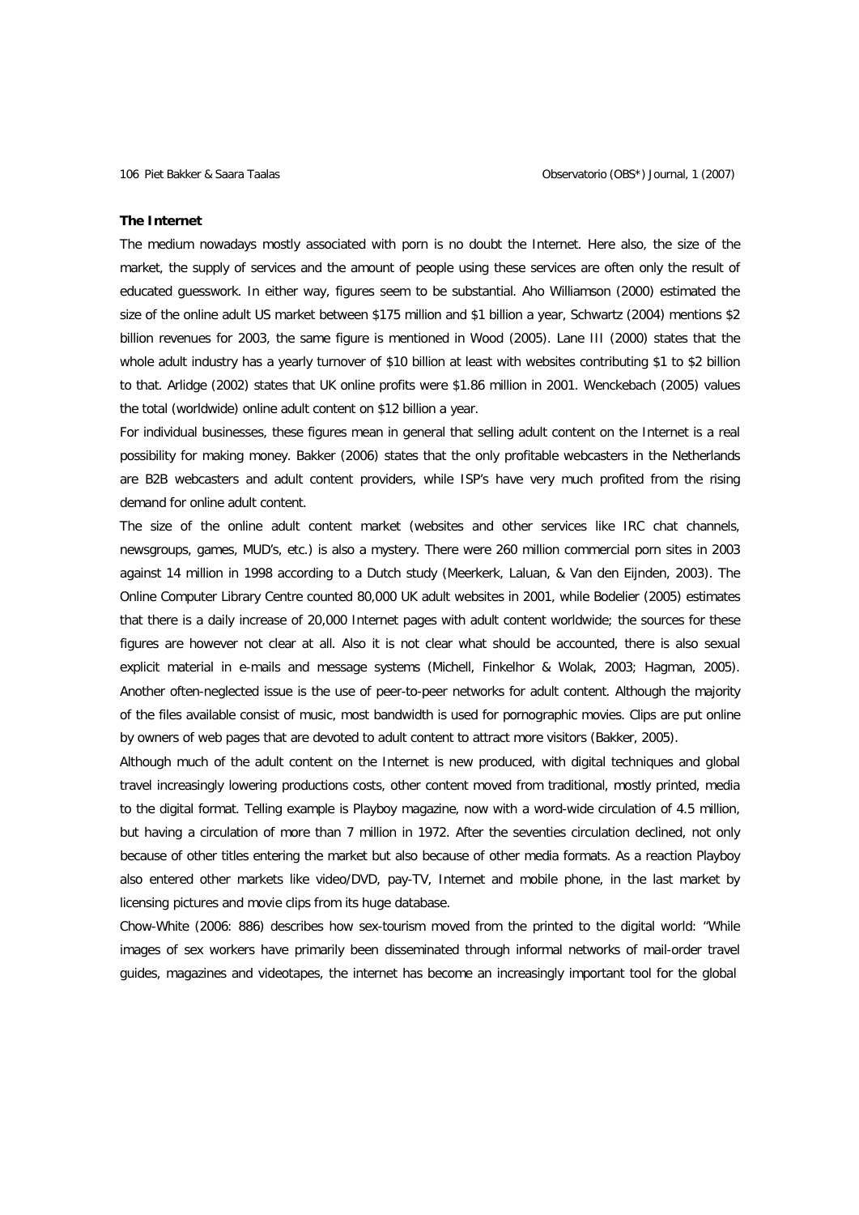**The Internet**

The medium nowadays mostly associated with porn is no doubt the Internet. Here also, the size of the market, the supply of services and the amount of people using these services are often only the result of educated guesswork. In either way, figures seem to be substantial. Aho Williamson (2000) estimated the size of the online adult US market between $175 million and $1 billion a year, Schwartz (2004) mentions $2 billion revenues for 2003, the same figure is mentioned in Wood (2005). Lane III (2000) states that the whole adult industry has a yearly turnover of $10 billion at least with websites contributing $1 to $2 billion to that. Arlidge (2002) states that UK online profits were $1.86 million in 2001. Wenckebach (2005) values the total (worldwide) online adult content on $12 billion a year.

For individual businesses, these figures mean in general that selling adult content on the Internet is a real possibility for making money. Bakker (2006) states that the only profitable webcasters in the Netherlands are B2B webcasters and adult content providers, while ISP's have very much profited from the rising demand for online adult content.

The size of the online adult content market (websites and other services like IRC chat channels, newsgroups, games, MUD's, etc.) is also a mystery. There were 260 million commercial porn sites in 2003 against 14 million in 1998 according to a Dutch study (Meerkerk, Laluan, & Van den Eijnden, 2003). The Online Computer Library Centre counted 80,000 UK adult websites in 2001, while Bodelier (2005) estimates that there is a daily increase of 20,000 Internet pages with adult content worldwide; the sources for these figures are however not clear at all. Also it is not clear what should be accounted, there is also sexual explicit material in e-mails and message systems (Michell, Finkelhor & Wolak, 2003; Hagman, 2005). Another often-neglected issue is the use of peer-to-peer networks for adult content. Although the majority of the files available consist of music, most bandwidth is used for pornographic movies. Clips are put online by owners of web pages that are devoted to adult content to attract more visitors (Bakker, 2005).

Although much of the adult content on the Internet is new produced, with digital techniques and global travel increasingly lowering productions costs, other content moved from traditional, mostly printed, media to the digital format. Telling example is Playboy magazine, now with a word-wide circulation of 4.5 million, but having a circulation of more than 7 million in 1972. After the seventies circulation declined, not only because of other titles entering the market but also because of other media formats. As a reaction Playboy also entered other markets like video/DVD, pay-TV, Internet and mobile phone, in the last market by licensing pictures and movie clips from its huge database.

Chow-White (2006: 886) describes how sex-tourism moved from the printed to the digital world: "While images of sex workers have primarily been disseminated through informal networks of mail-order travel guides, magazines and videotapes, the internet has become an increasingly important tool for the global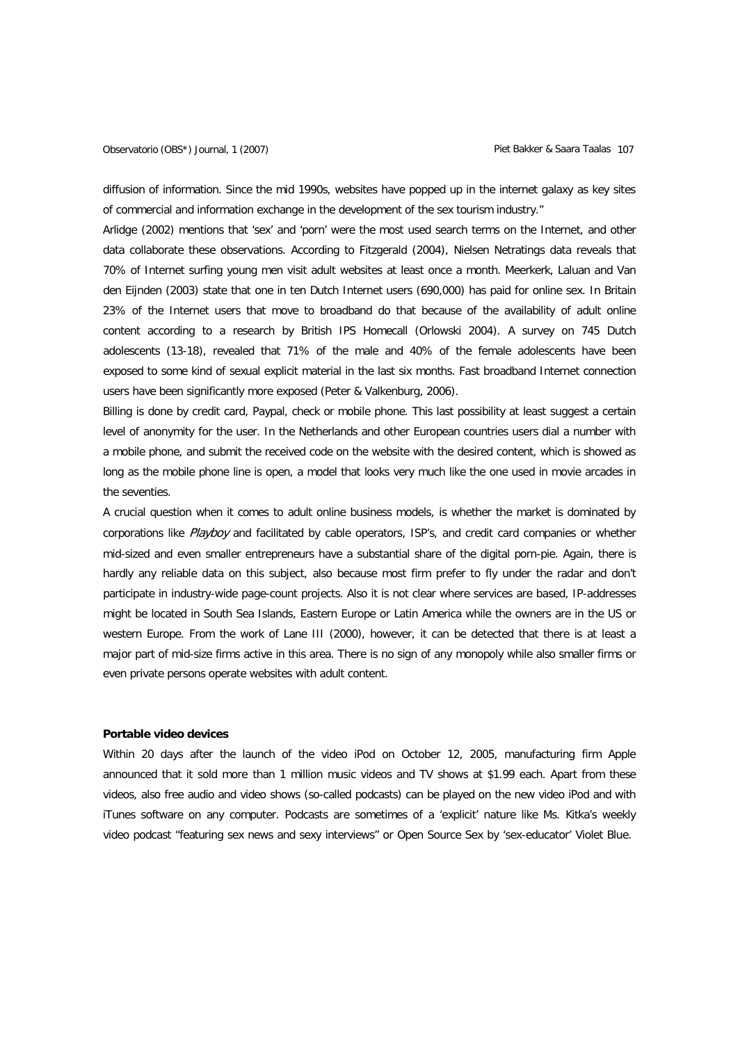diffusion of information. Since the mid 1990s, websites have popped up in the internet galaxy as key sites of commercial and information exchange in the development of the sex tourism industry."

Arlidge (2002) mentions that 'sex' and 'porn' were the most used search terms on the Internet, and other data collaborate these observations. According to Fitzgerald (2004), Nielsen Netratings data reveals that 70% of Internet surfing young men visit adult websites at least once a month. Meerkerk, Laluan and Van den Eijnden (2003) state that one in ten Dutch Internet users (690,000) has paid for online sex. In Britain 23% of the Internet users that move to broadband do that because of the availability of adult online content according to a research by British IPS Homecall (Orlowski 2004). A survey on 745 Dutch adolescents (13-18), revealed that 71% of the male and 40% of the female adolescents have been exposed to some kind of sexual explicit material in the last six months. Fast broadband Internet connection users have been significantly more exposed (Peter & Valkenburg, 2006).

Billing is done by credit card, Paypal, check or mobile phone. This last possibility at least suggest a certain level of anonymity for the user. In the Netherlands and other European countries users dial a number with a mobile phone, and submit the received code on the website with the desired content, which is showed as long as the mobile phone line is open, a model that looks very much like the one used in movie arcades in the seventies.

A crucial question when it comes to adult online business models, is whether the market is dominated by corporations like *Playboy* and facilitated by cable operators, ISP's, and credit card companies or whether mid-sized and even smaller entrepreneurs have a substantial share of the digital porn-pie. Again, there is hardly any reliable data on this subject, also because most firm prefer to fly under the radar and don't participate in industry-wide page-count projects. Also it is not clear where services are based, IP-addresses might be located in South Sea Islands, Eastern Europe or Latin America while the owners are in the US or western Europe. From the work of Lane III (2000), however, it can be detected that there is at least a major part of mid-size firms active in this area. There is no sign of any monopoly while also smaller firms or even private persons operate websites with adult content.

**Portable video devices**

Within 20 days after the launch of the video iPod on October 12, 2005, manufacturing firm Apple announced that it sold more than 1 million music videos and TV shows at $1.99 each. Apart from these videos, also free audio and video shows (so-called podcasts) can be played on the new video iPod and with iTunes software on any computer. Podcasts are sometimes of a 'explicit' nature like Ms. Kitka's weekly video podcast "featuring sex news and sexy interviews" or Open Source Sex by 'sex-educator' Violet Blue.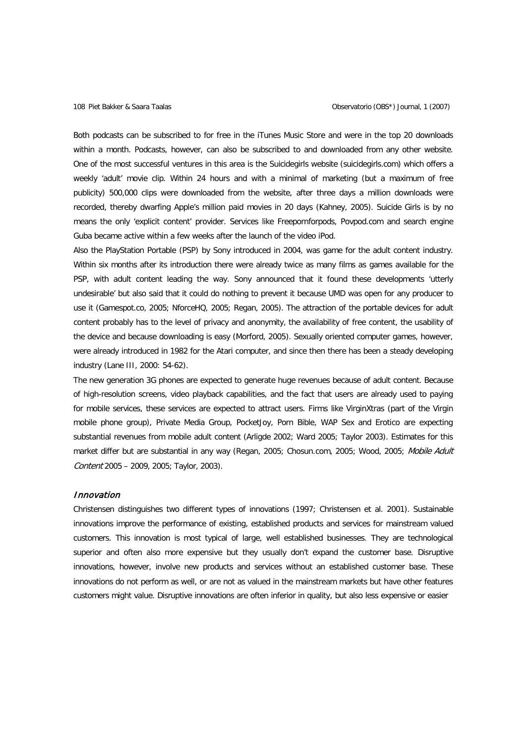Both podcasts can be subscribed to for free in the iTunes Music Store and were in the top 20 downloads within a month. Podcasts, however, can also be subscribed to and downloaded from any other website. One of the most successful ventures in this area is the Suicidegirls website (suicidegirls.com) which offers a weekly 'adult' movie clip. Within 24 hours and with a minimal of marketing (but a maximum of free publicity) 500,000 clips were downloaded from the website, after three days a million downloads were recorded, thereby dwarfing Apple's million paid movies in 20 days (Kahney, 2005). Suicide Girls is by no means the only 'explicit content' provider. Services like Freepornforpods, Povpod.com and search engine Guba became active within a few weeks after the launch of the video iPod.

Also the PlayStation Portable (PSP) by Sony introduced in 2004, was game for the adult content industry. Within six months after its introduction there were already twice as many films as games available for the PSP, with adult content leading the way. Sony announced that it found these developments 'utterly undesirable' but also said that it could do nothing to prevent it because UMD was open for any producer to use it (Gamespot.co, 2005; NforceHQ, 2005; Regan, 2005). The attraction of the portable devices for adult content probably has to the level of privacy and anonymity, the availability of free content, the usability of the device and because downloading is easy (Morford, 2005). Sexually oriented computer games, however, were already introduced in 1982 for the Atari computer, and since then there has been a steady developing industry (Lane III, 2000: 54-62).

The new generation 3G phones are expected to generate huge revenues because of adult content. Because of high-resolution screens, video playback capabilities, and the fact that users are already used to paying for mobile services, these services are expected to attract users. Firms like VirginXtras (part of the Virgin mobile phone group), Private Media Group, PocketJoy, Porn Bible, WAP Sex and Erotico are expecting substantial revenues from mobile adult content (Arligde 2002; Ward 2005; Taylor 2003). Estimates for this market differ but are substantial in any way (Regan, 2005; Chosun.com, 2005; Wood, 2005; *Mobile Adult Content* 2005 – 2009, 2005; Taylor, 2003).

### *Innovation*

Christensen distinguishes two different types of innovations (1997; Christensen et al. 2001). Sustainable innovations improve the performance of existing, established products and services for mainstream valued customers. This innovation is most typical of large, well established businesses. They are technological superior and often also more expensive but they usually don't expand the customer base. Disruptive innovations, however, involve new products and services without an established customer base. These innovations do not perform as well, or are not as valued in the mainstream markets but have other features customers might value. Disruptive innovations are often inferior in quality, but also less expensive or easier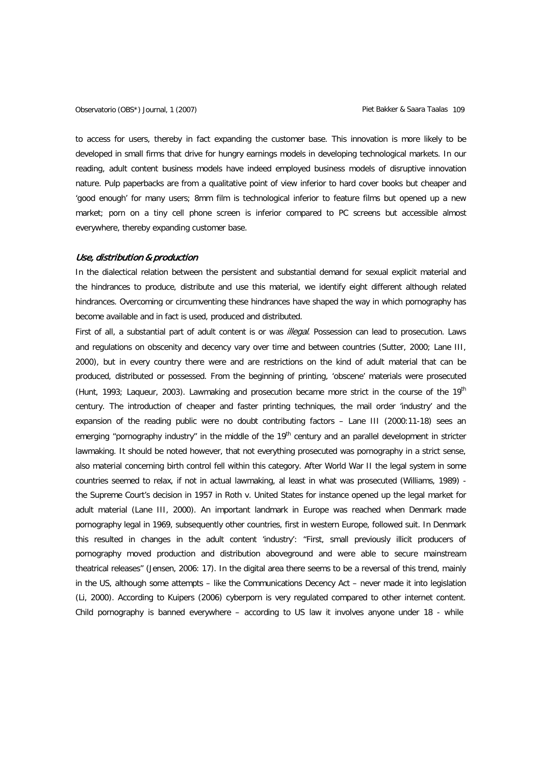to access for users, thereby in fact expanding the customer base. This innovation is more likely to be developed in small firms that drive for hungry earnings models in developing technological markets. In our reading, adult content business models have indeed employed business models of disruptive innovation nature. Pulp paperbacks are from a qualitative point of view inferior to hard cover books but cheaper and 'good enough' for many users; 8mm film is technological inferior to feature films but opened up a new market; porn on a tiny cell phone screen is inferior compared to PC screens but accessible almost everywhere, thereby expanding customer base.

### *Use, distribution & production*

In the dialectical relation between the persistent and substantial demand for sexual explicit material and the hindrances to produce, distribute and use this material, we identify eight different although related hindrances. Overcoming or circumventing these hindrances have shaped the way in which pornography has become available and in fact is used, produced and distributed.

First of all, a substantial part of adult content is or was *illegal*. Possession can lead to prosecution. Laws and regulations on obscenity and decency vary over time and between countries (Sutter, 2000; Lane III, 2000), but in every country there were and are restrictions on the kind of adult material that can be produced, distributed or possessed. From the beginning of printing, 'obscene' materials were prosecuted (Hunt, 1993; Laqueur, 2003). Lawmaking and prosecution became more strict in the course of the 19th century. The introduction of cheaper and faster printing techniques, the mail order 'industry' and the expansion of the reading public were no doubt contributing factors – Lane III (2000:11-18) sees an emerging "pornography industry" in the middle of the 19th century and an parallel development in stricter lawmaking. It should be noted however, that not everything prosecuted was pornography in a strict sense, also material concerning birth control fell within this category. After World War II the legal system in some countries seemed to relax, if not in actual lawmaking, al least in what was prosecuted (Williams, 1989) - the Supreme Court's decision in 1957 in Roth v. United States for instance opened up the legal market for adult material (Lane III, 2000). An important landmark in Europe was reached when Denmark made pornography legal in 1969, subsequently other countries, first in western Europe, followed suit. In Denmark this resulted in changes in the adult content 'industry': "First, small previously illicit producers of pornography moved production and distribution aboveground and were able to secure mainstream theatrical releases" (Jensen, 2006: 17). In the digital area there seems to be a reversal of this trend, mainly in the US, although some attempts – like the Communications Decency Act – never made it into legislation (Li, 2000). According to Kuipers (2006) cyberporn is very regulated compared to other internet content. Child pornography is banned everywhere – according to US law it involves anyone under 18 - while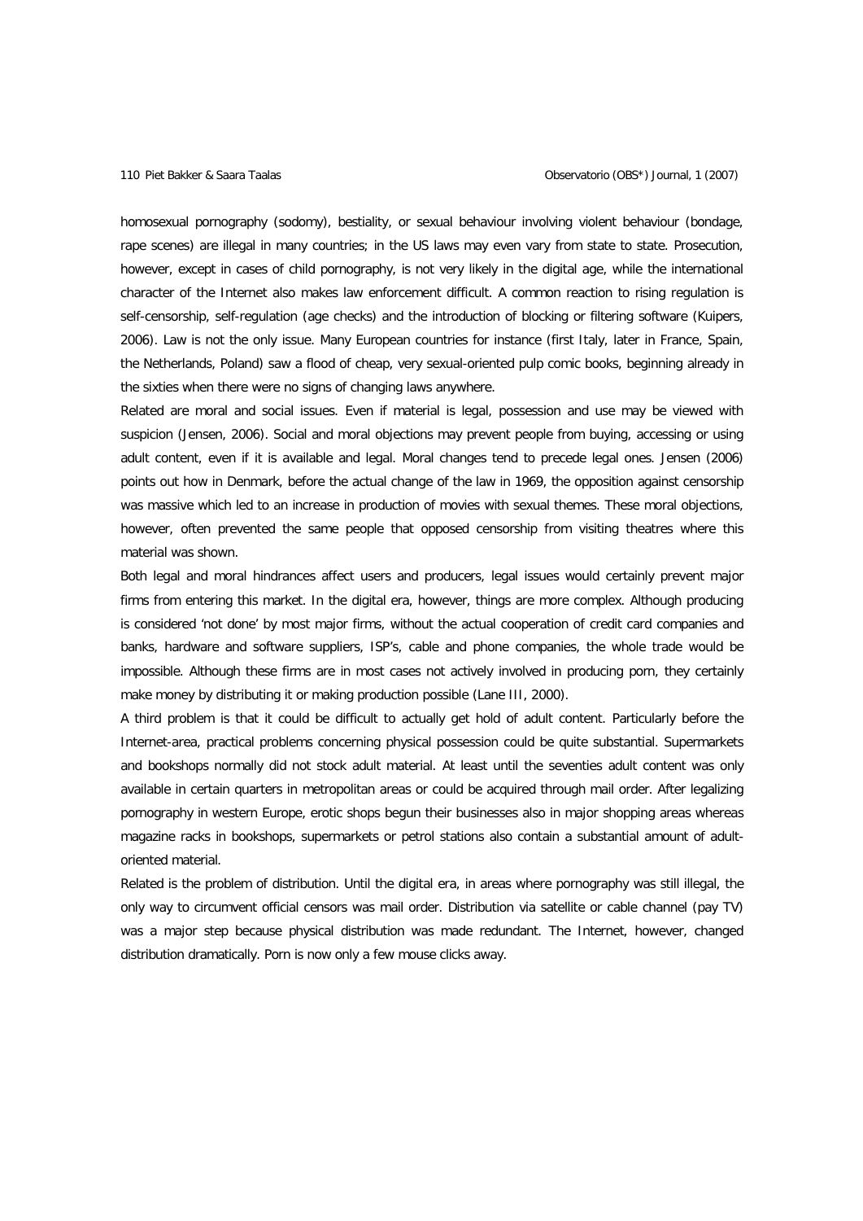homosexual pornography (sodomy), bestiality, or sexual behaviour involving violent behaviour (bondage, rape scenes) are illegal in many countries; in the US laws may even vary from state to state. Prosecution, however, except in cases of child pornography, is not very likely in the digital age, while the international character of the Internet also makes law enforcement difficult. A common reaction to rising regulation is self-censorship, self-regulation (age checks) and the introduction of blocking or filtering software (Kuipers, 2006). Law is not the only issue. Many European countries for instance (first Italy, later in France, Spain, the Netherlands, Poland) saw a flood of cheap, very sexual-oriented pulp comic books, beginning already in the sixties when there were no signs of changing laws anywhere.

Related are moral and social issues. Even if material is legal, possession and use may be viewed with suspicion (Jensen, 2006). Social and moral objections may prevent people from buying, accessing or using adult content, even if it is available and legal. Moral changes tend to precede legal ones. Jensen (2006) points out how in Denmark, before the actual change of the law in 1969, the opposition against censorship was massive which led to an increase in production of movies with sexual themes. These moral objections, however, often prevented the same people that opposed censorship from visiting theatres where this material was shown.

Both legal and moral hindrances affect users and producers, legal issues would certainly prevent major firms from entering this market. In the digital era, however, things are more complex. Although producing is considered 'not done' by most major firms, without the actual cooperation of credit card companies and banks, hardware and software suppliers, ISP's, cable and phone companies, the whole trade would be impossible. Although these firms are in most cases not actively involved in producing porn, they certainly make money by distributing it or making production possible (Lane III, 2000).

A third problem is that it could be difficult to actually get hold of adult content. Particularly before the Internet-area, practical problems concerning physical possession could be quite substantial. Supermarkets and bookshops normally did not stock adult material. At least until the seventies adult content was only available in certain quarters in metropolitan areas or could be acquired through mail order. After legalizing pornography in western Europe, erotic shops begun their businesses also in major shopping areas whereas magazine racks in bookshops, supermarkets or petrol stations also contain a substantial amount of adult-oriented material.

Related is the problem of distribution. Until the digital era, in areas where pornography was still illegal, the only way to circumvent official censors was mail order. Distribution via satellite or cable channel (pay TV) was a major step because physical distribution was made redundant. The Internet, however, changed distribution dramatically. Porn is now only a few mouse clicks away.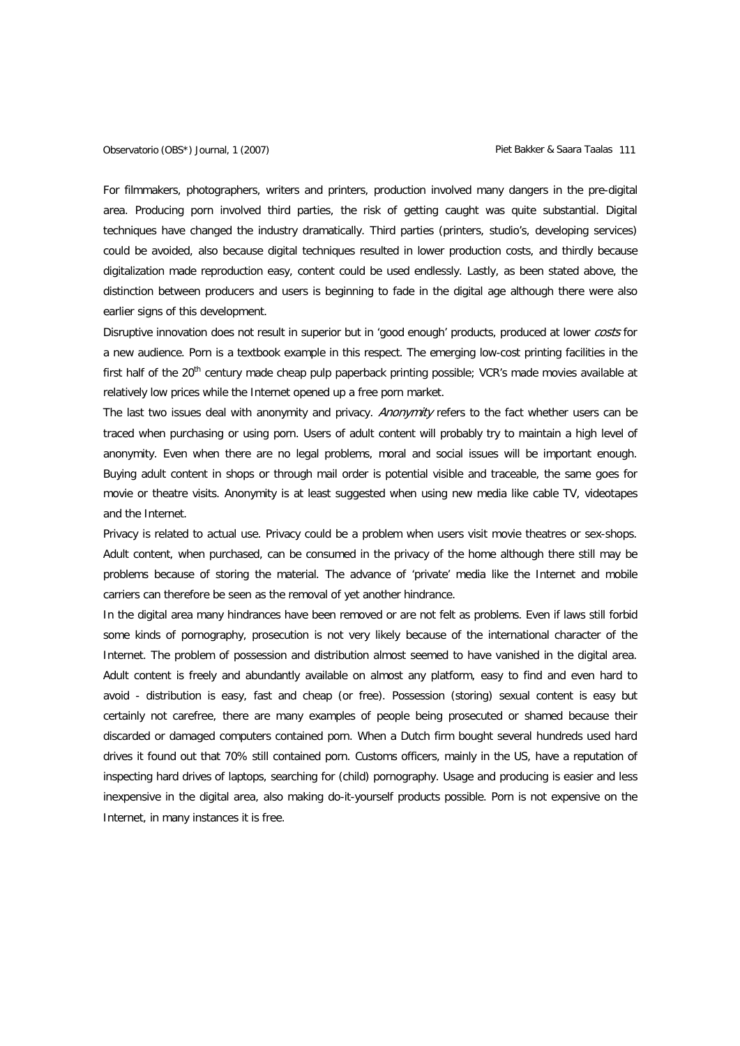For filmmakers, photographers, writers and printers, production involved many dangers in the pre-digital area. Producing porn involved third parties, the risk of getting caught was quite substantial. Digital techniques have changed the industry dramatically. Third parties (printers, studio's, developing services) could be avoided, also because digital techniques resulted in lower production costs, and thirdly because digitalization made reproduction easy, content could be used endlessly. Lastly, as been stated above, the distinction between producers and users is beginning to fade in the digital age although there were also earlier signs of this development.

Disruptive innovation does not result in superior but in 'good enough' products, produced at lower *costs* for a new audience. Porn is a textbook example in this respect. The emerging low-cost printing facilities in the first half of the 20th century made cheap pulp paperback printing possible; VCR's made movies available at relatively low prices while the Internet opened up a free porn market.

The last two issues deal with anonymity and privacy. *Anonymity* refers to the fact whether users can be traced when purchasing or using porn. Users of adult content will probably try to maintain a high level of anonymity. Even when there are no legal problems, moral and social issues will be important enough. Buying adult content in shops or through mail order is potential visible and traceable, the same goes for movie or theatre visits. Anonymity is at least suggested when using new media like cable TV, videotapes and the Internet.

Privacy is related to actual use. Privacy could be a problem when users visit movie theatres or sex-shops. Adult content, when purchased, can be consumed in the privacy of the home although there still may be problems because of storing the material. The advance of 'private' media like the Internet and mobile carriers can therefore be seen as the removal of yet another hindrance.

In the digital area many hindrances have been removed or are not felt as problems. Even if laws still forbid some kinds of pornography, prosecution is not very likely because of the international character of the Internet. The problem of possession and distribution almost seemed to have vanished in the digital area. Adult content is freely and abundantly available on almost any platform, easy to find and even hard to avoid - distribution is easy, fast and cheap (or free). Possession (storing) sexual content is easy but certainly not carefree, there are many examples of people being prosecuted or shamed because their discarded or damaged computers contained porn. When a Dutch firm bought several hundreds used hard drives it found out that 70% still contained porn. Customs officers, mainly in the US, have a reputation of inspecting hard drives of laptops, searching for (child) pornography. Usage and producing is easier and less inexpensive in the digital area, also making do-it-yourself products possible. Porn is not expensive on the Internet, in many instances it is free.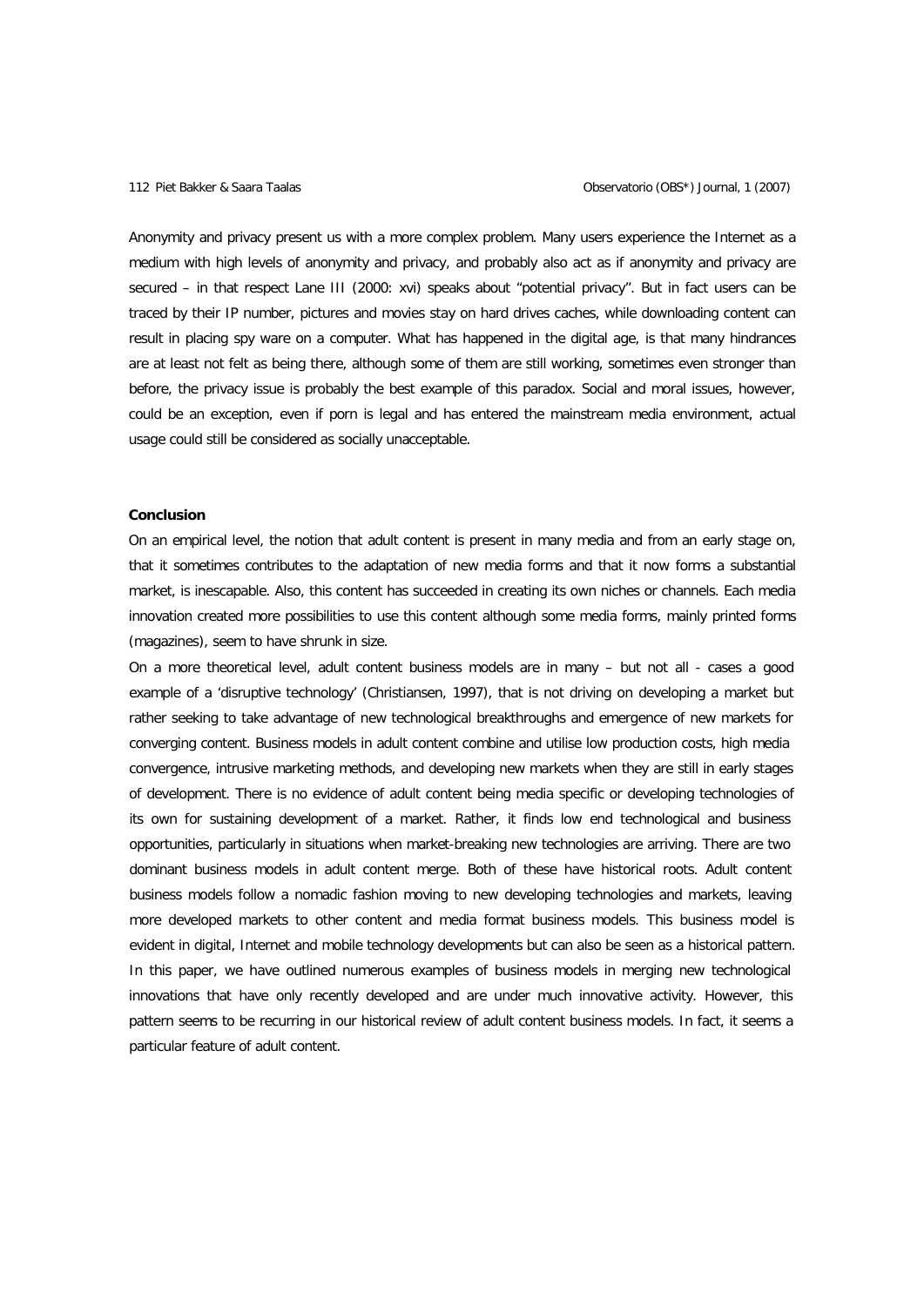Anonymity and privacy present us with a more complex problem. Many users experience the Internet as a medium with high levels of anonymity and privacy, and probably also act as if anonymity and privacy are secured – in that respect Lane III (2000: xvi) speaks about "potential privacy". But in fact users can be traced by their IP number, pictures and movies stay on hard drives caches, while downloading content can result in placing spy ware on a computer. What has happened in the digital age, is that many hindrances are at least not felt as being there, although some of them are still working, sometimes even stronger than before, the privacy issue is probably the best example of this paradox. Social and moral issues, however, could be an exception, even if porn is legal and has entered the mainstream media environment, actual usage could still be considered as socially unacceptable.

**Conclusion**

On an empirical level, the notion that adult content is present in many media and from an early stage on, that it sometimes contributes to the adaptation of new media forms and that it now forms a substantial market, is inescapable. Also, this content has succeeded in creating its own niches or channels. Each media innovation created more possibilities to use this content although some media forms, mainly printed forms (magazines), seem to have shrunk in size.

On a more theoretical level, adult content business models are in many – but not all - cases a good example of a 'disruptive technology' (Christiansen, 1997), that is not driving on developing a market but rather seeking to take advantage of new technological breakthroughs and emergence of new markets for converging content. Business models in adult content combine and utilise low production costs, high media convergence, intrusive marketing methods, and developing new markets when they are still in early stages of development. There is no evidence of adult content being media specific or developing technologies of its own for sustaining development of a market. Rather, it finds low end technological and business opportunities, particularly in situations when market-breaking new technologies are arriving. There are two dominant business models in adult content merge. Both of these have historical roots. Adult content business models follow a nomadic fashion moving to new developing technologies and markets, leaving more developed markets to other content and media format business models. This business model is evident in digital, Internet and mobile technology developments but can also be seen as a historical pattern. In this paper, we have outlined numerous examples of business models in merging new technological innovations that have only recently developed and are under much innovative activity. However, this pattern seems to be recurring in our historical review of adult content business models. In fact, it seems a particular feature of adult content.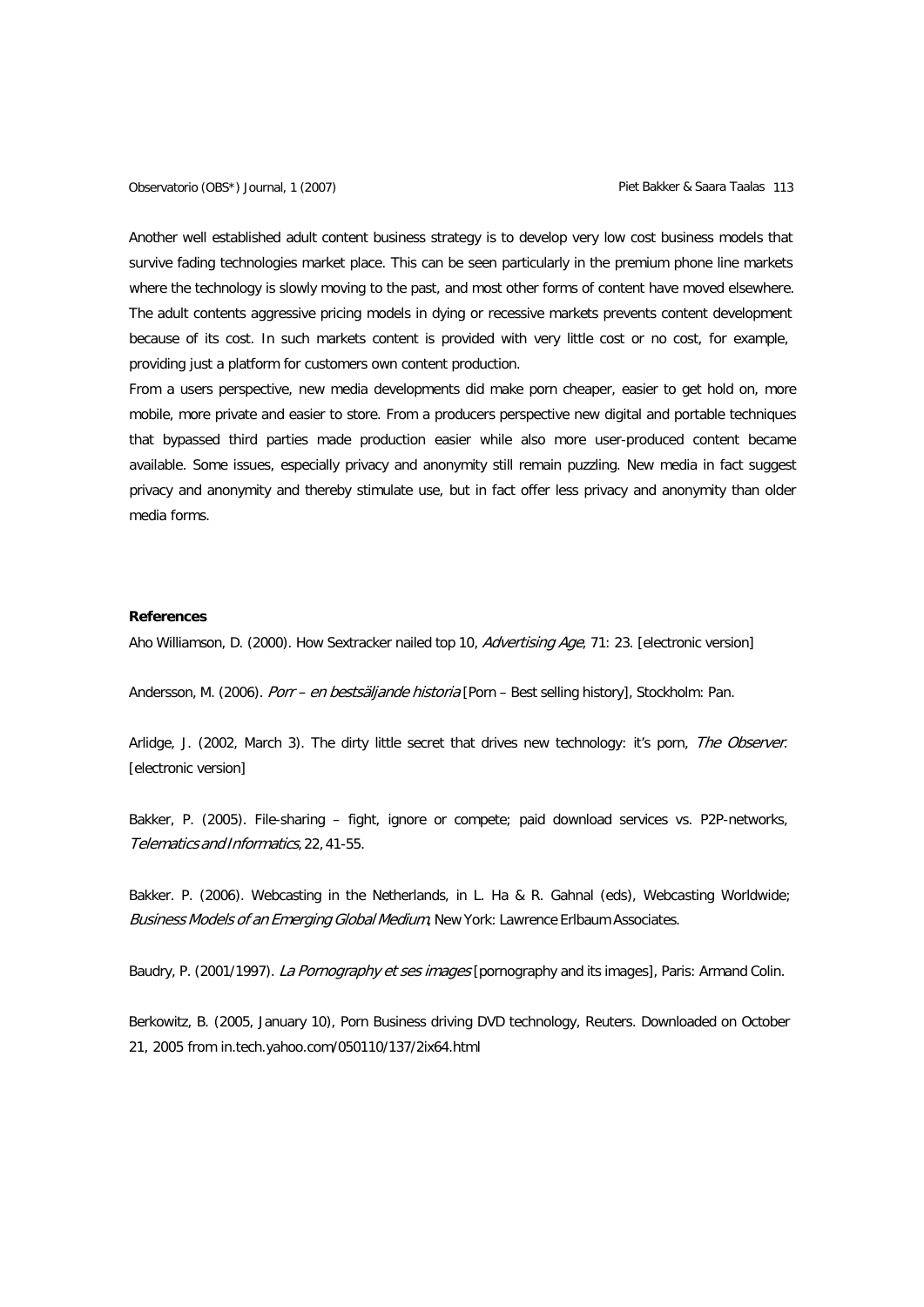Another well established adult content business strategy is to develop very low cost business models that survive fading technologies market place. This can be seen particularly in the premium phone line markets where the technology is slowly moving to the past, and most other forms of content have moved elsewhere. The adult contents aggressive pricing models in dying or recessive markets prevents content development because of its cost. In such markets content is provided with very little cost or no cost, for example, providing just a platform for customers own content production.

From a users perspective, new media developments did make porn cheaper, easier to get hold on, more mobile, more private and easier to store. From a producers perspective new digital and portable techniques that bypassed third parties made production easier while also more user-produced content became available. Some issues, especially privacy and anonymity still remain puzzling. New media in fact suggest privacy and anonymity and thereby stimulate use, but in fact offer less privacy and anonymity than older media forms.

**References**

Aho Williamson, D. (2000). How Sextracker nailed top 10, *Advertising Age*, 71: 23. [electronic version]

Andersson, M. (2006). *Porr – en bestsäljande historia* [Porn – Best selling history], Stockholm: Pan.

Arlidge, J. (2002, March 3). The dirty little secret that drives new technology: it's porn, *The Observer*. [electronic version]

Bakker, P. (2005). File-sharing – fight, ignore or compete; paid download services vs. P2P-networks, *Telematics and Informatics*, 22, 41-55.

Bakker. P. (2006). Webcasting in the Netherlands, in L. Ha & R. Gahnal (eds), Webcasting Worldwide; *Business Models of an Emerging Global Medium*, New York: Lawrence Erlbaum Associates.

Baudry, P. (2001/1997). *La Pornography et ses images* [pornography and its images], Paris: Armand Colin.

Berkowitz, B. (2005, January 10), Porn Business driving DVD technology, Reuters. Downloaded on October 21, 2005 from in.tech.yahoo.com/050110/137/2ix64.html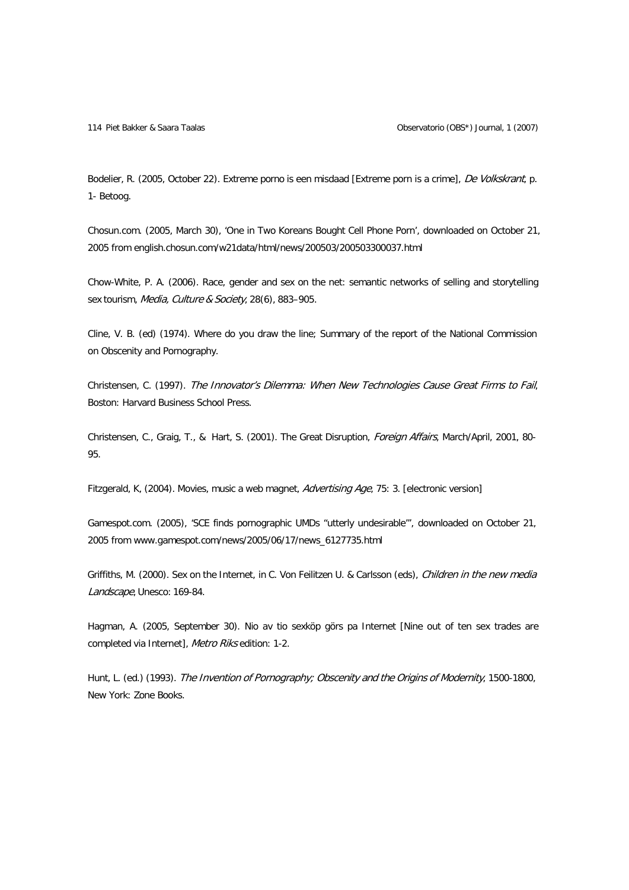Bodelier, R. (2005, October 22). Extreme porno is een misdaad [Extreme porn is a crime], *De Volkskrant*, p. 1- Betoog.

Chosun.com. (2005, March 30), 'One in Two Koreans Bought Cell Phone Porn', downloaded on October 21, 2005 from english.chosun.com/w21data/html/news/200503/200503300037.html

Chow-White, P. A. (2006). Race, gender and sex on the net: semantic networks of selling and storytelling sex tourism, *Media, Culture & Society*, 28(6), 883–905.

Cline, V. B. (ed) (1974). Where do you draw the line; Summary of the report of the National Commission on Obscenity and Pornography.

Christensen, C. (1997). *The Innovator's Dilemma: When New Technologies Cause Great Firms to Fail*, Boston: Harvard Business School Press.

Christensen, C., Graig, T., & Hart, S. (2001). The Great Disruption, *Foreign Affairs*, March/April, 2001, 80-95.

Fitzgerald, K, (2004). Movies, music a web magnet, *Advertising Age*, 75: 3. [electronic version]

Gamespot.com. (2005), 'SCE finds pornographic UMDs "utterly undesirable"', downloaded on October 21, 2005 from www.gamespot.com/news/2005/06/17/news_6127735.html

Griffiths, M. (2000). Sex on the Internet, in C. Von Feilitzen U. & Carlsson (eds), *Children in the new media Landscape*, Unesco: 169-84.

Hagman, A. (2005, September 30). Nio av tio sexköp görs pa Internet [Nine out of ten sex trades are completed via Internet], *Metro Riks* edition: 1-2.

Hunt, L. (ed.) (1993). *The Invention of Pornography; Obscenity and the Origins of Modernity*, 1500-1800, New York: Zone Books.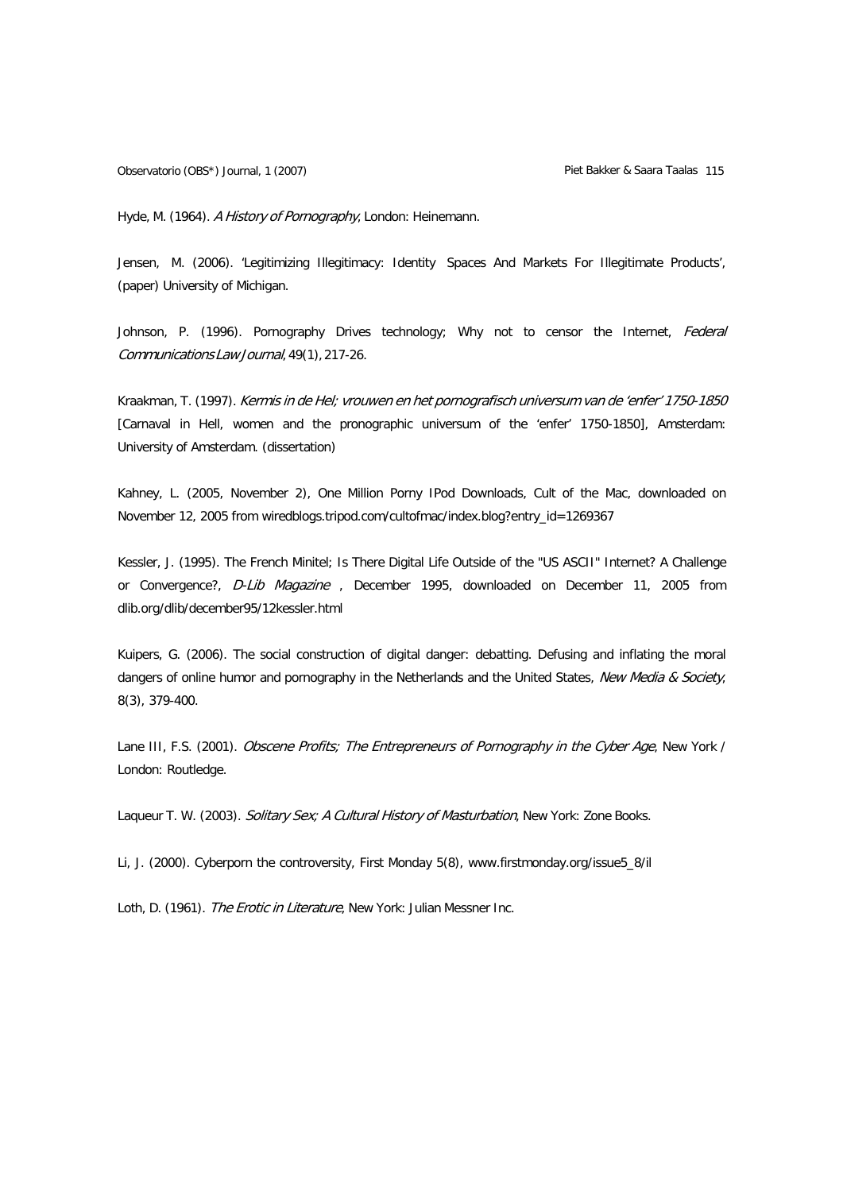Hyde, M. (1964). *A History of Pornography*, London: Heinemann.

Jensen, M. (2006). 'Legitimizing Illegitimacy: Identity Spaces And Markets For Illegitimate Products', (paper) University of Michigan.

Johnson, P. (1996). Pornography Drives technology; Why not to censor the Internet, *Federal Communications Law Journal*, 49(1), 217-26.

Kraakman, T. (1997). *Kermis in de Hel; vrouwen en het pornografisch universum van de 'enfer' 1750-1850* [Carnaval in Hell, women and the pronographic universum of the 'enfer' 1750-1850], Amsterdam: University of Amsterdam. (dissertation)

Kahney, L. (2005, November 2), One Million Porny IPod Downloads, Cult of the Mac, downloaded on November 12, 2005 from wiredblogs.tripod.com/cultofmac/index.blog?entry_id=1269367

Kessler, J. (1995). The French Minitel; Is There Digital Life Outside of the "US ASCII" Internet? A Challenge or Convergence?, *D-Lib Magazine* , December 1995, downloaded on December 11, 2005 from dlib.org/dlib/december95/12kessler.html

Kuipers, G. (2006). The social construction of digital danger: debatting. Defusing and inflating the moral dangers of online humor and pornography in the Netherlands and the United States, *New Media & Society*, 8(3), 379-400.

Lane III, F.S. (2001). *Obscene Profits; The Entrepreneurs of Pornography in the Cyber Age*, New York / London: Routledge.

Laqueur T. W. (2003). *Solitary Sex; A Cultural History of Masturbation*, New York: Zone Books.

Li, J. (2000). Cyberporn the controversity, First Monday 5(8), www.firstmonday.org/issue5_8/il

Loth, D. (1961). *The Erotic in Literature*, New York: Julian Messner Inc.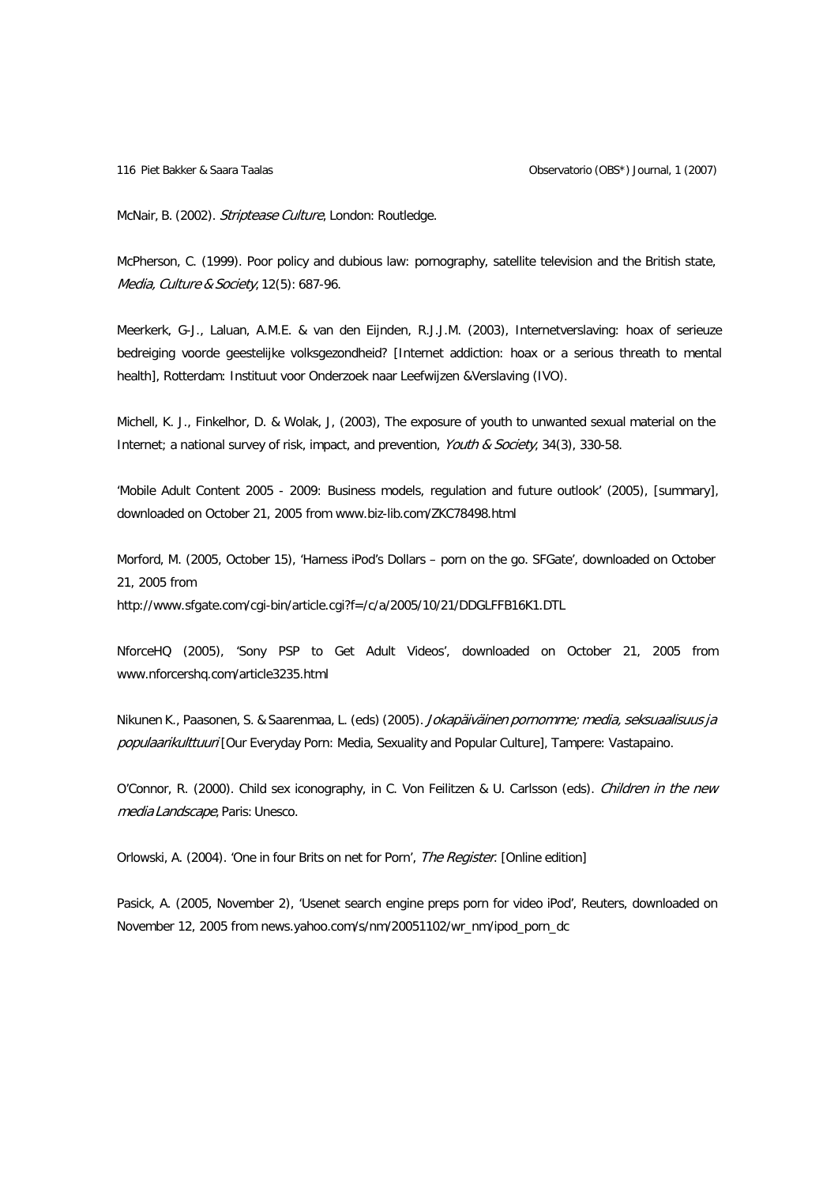McNair, B. (2002). *Striptease Culture*, London: Routledge.

McPherson, C. (1999). Poor policy and dubious law: pornography, satellite television and the British state, *Media, Culture & Society*, 12(5): 687-96.

Meerkerk, G-J., Laluan, A.M.E. & van den Eijnden, R.J.J.M. (2003), Internetverslaving: hoax of serieuze bedreiging voorde geestelijke volksgezondheid? [Internet addiction: hoax or a serious threath to mental health], Rotterdam: Instituut voor Onderzoek naar Leefwijzen &Verslaving (IVO).

Michell, K. J., Finkelhor, D. & Wolak, J, (2003), The exposure of youth to unwanted sexual material on the Internet; a national survey of risk, impact, and prevention, *Youth & Society*, 34(3), 330-58.

'Mobile Adult Content 2005 - 2009: Business models, regulation and future outlook' (2005), [summary], downloaded on October 21, 2005 from www.biz-lib.com/ZKC78498.html

Morford, M. (2005, October 15), 'Harness iPod's Dollars – porn on the go. SFGate', downloaded on October 21, 2005 from http://www.sfgate.com/cgi-bin/article.cgi?f=/c/a/2005/10/21/DDGLFFB16K1.DTL

NforceHQ (2005), 'Sony PSP to Get Adult Videos', downloaded on October 21, 2005 from www.nforcershq.com/article3235.html

Nikunen K., Paasonen, S. & Saarenmaa, L. (eds) (2005). *Jokapäiväinen pornomme; media, seksuaalisuus ja populaarikulttuuri* [Our Everyday Porn: Media, Sexuality and Popular Culture], Tampere: Vastapaino.

O'Connor, R. (2000). Child sex iconography, in C. Von Feilitzen & U. Carlsson (eds). *Children in the new media Landscape*, Paris: Unesco.

Orlowski, A. (2004). 'One in four Brits on net for Porn', *The Register*. [Online edition]

Pasick, A. (2005, November 2), 'Usenet search engine preps porn for video iPod', Reuters, downloaded on November 12, 2005 from news.yahoo.com/s/nm/20051102/wr_nm/ipod_porn_dc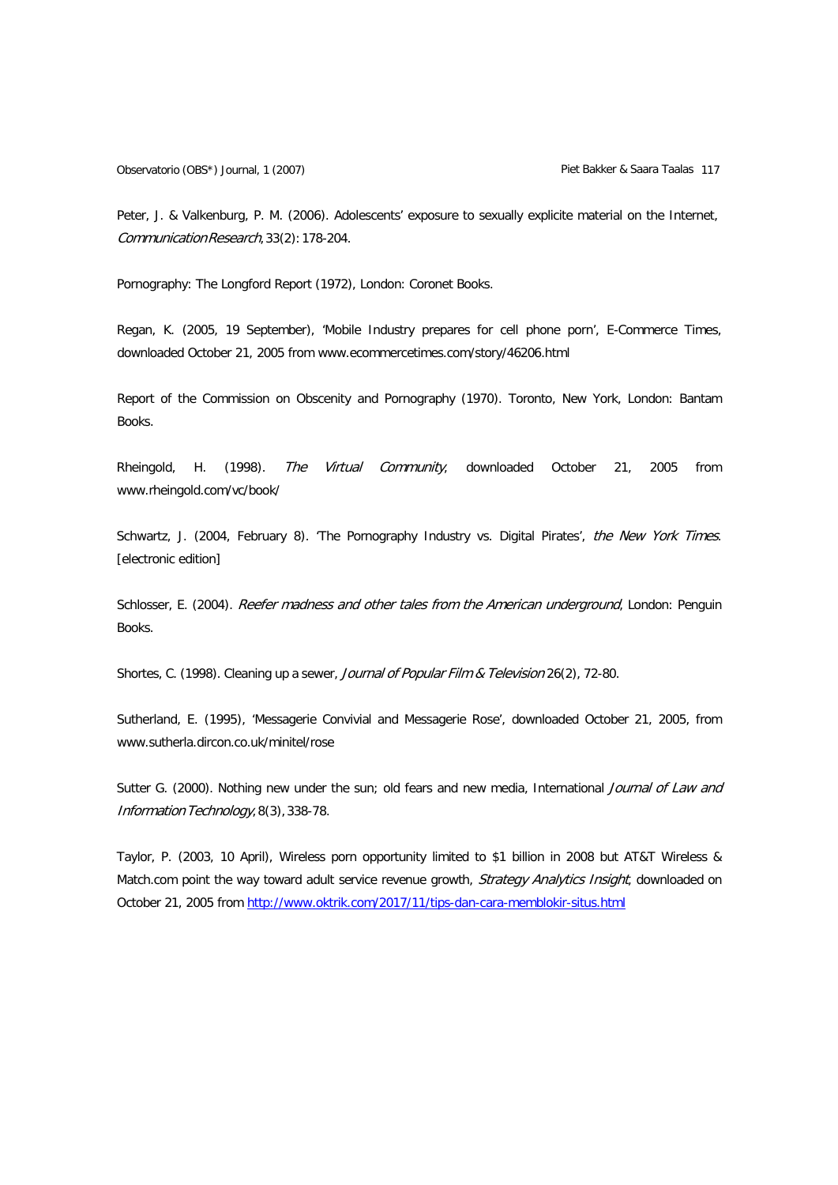Peter, J. & Valkenburg, P. M. (2006). Adolescents' exposure to sexually explicite material on the Internet, *Communication Research*, 33(2): 178-204.

Pornography: The Longford Report (1972), London: Coronet Books.

Regan, K. (2005, 19 September), 'Mobile Industry prepares for cell phone porn', E-Commerce Times, downloaded October 21, 2005 from www.ecommercetimes.com/story/46206.html

Report of the Commission on Obscenity and Pornography (1970). Toronto, New York, London: Bantam Books.

Rheingold, H. (1998). *The Virtual Community*, downloaded October 21, 2005 from www.rheingold.com/vc/book/

Schwartz, J. (2004, February 8). 'The Pornography Industry vs. Digital Pirates', *the New York Times*. [electronic edition]

Schlosser, E. (2004). *Reefer madness and other tales from the American underground*, London: Penguin Books.

Shortes, C. (1998). Cleaning up a sewer, *Journal of Popular Film & Television* 26(2), 72-80.

Sutherland, E. (1995), 'Messagerie Convivial and Messagerie Rose', downloaded October 21, 2005, from www.sutherla.dircon.co.uk/minitel/rose

Sutter G. (2000). Nothing new under the sun; old fears and new media, International *Journal of Law and Information Technology*, 8(3), 338-78.

Taylor, P. (2003, 10 April), Wireless porn opportunity limited to $1 billion in 2008 but AT&T Wireless & Match.com point the way toward adult service revenue growth, *Strategy Analytics Insight*, downloaded on October 21, 2005 from [http://www.oktrik.com/2017/11/tips-dan-cara-memblokir-situs.html](http://www.oktrik.com/2017/11/tips-dan-cara-memblokir-situs.html)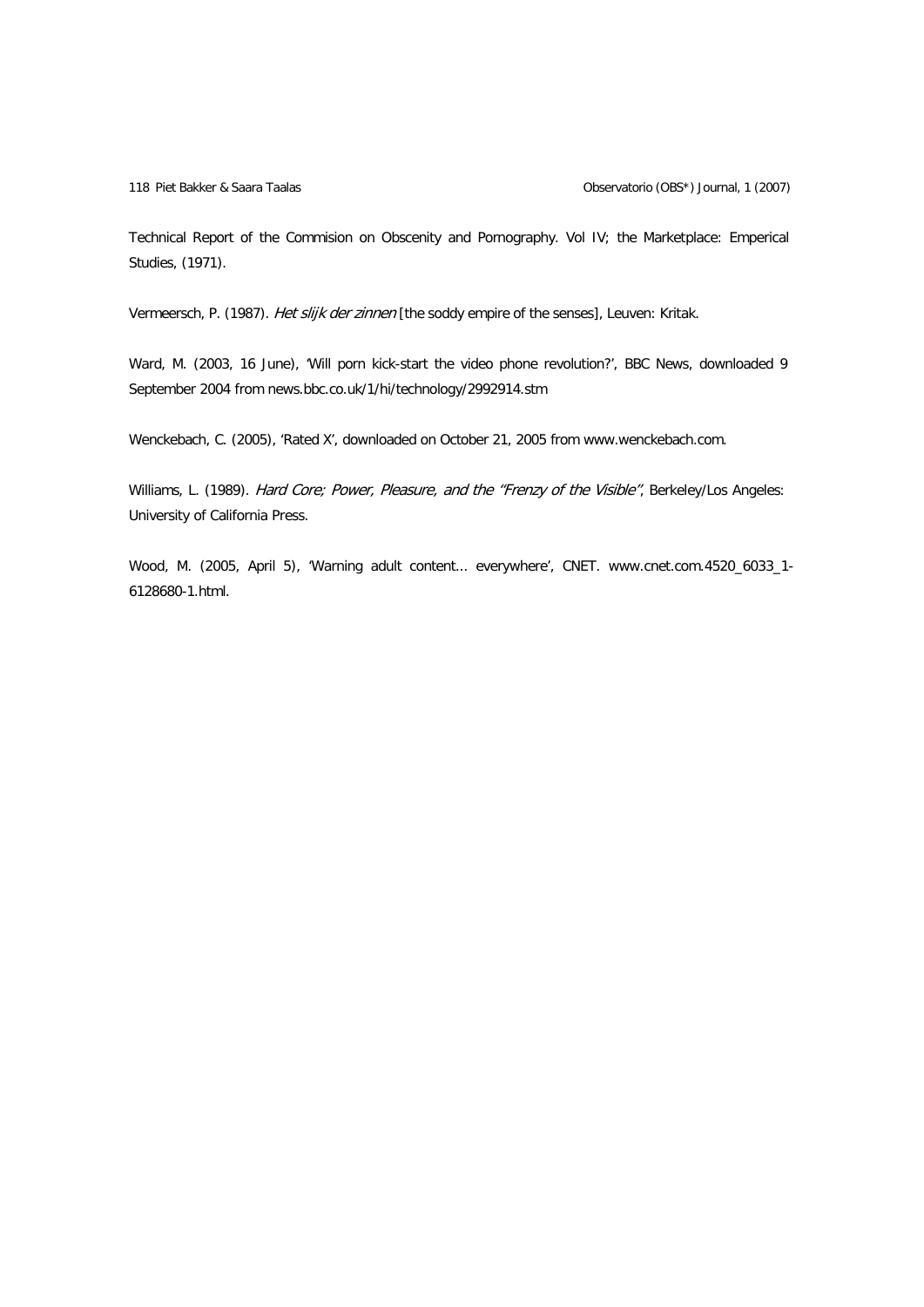Technical Report of the Commision on Obscenity and Pornography. Vol IV; the Marketplace: Emperical Studies, (1971).

Vermeersch, P. (1987). *Het slijk der zinnen* [the soddy empire of the senses], Leuven: Kritak.

Ward, M. (2003, 16 June), 'Will porn kick-start the video phone revolution?', BBC News, downloaded 9 September 2004 from news.bbc.co.uk/1/hi/technology/2992914.stm

Wenckebach, C. (2005), 'Rated X', downloaded on October 21, 2005 from www.wenckebach.com.

Williams, L. (1989). *Hard Core; Power, Pleasure, and the "Frenzy of the Visible"*, Berkeley/Los Angeles: University of California Press.

Wood, M. (2005, April 5), 'Warning adult content... everywhere', CNET. www.cnet.com.4520_6033_1-6128680-1.html.